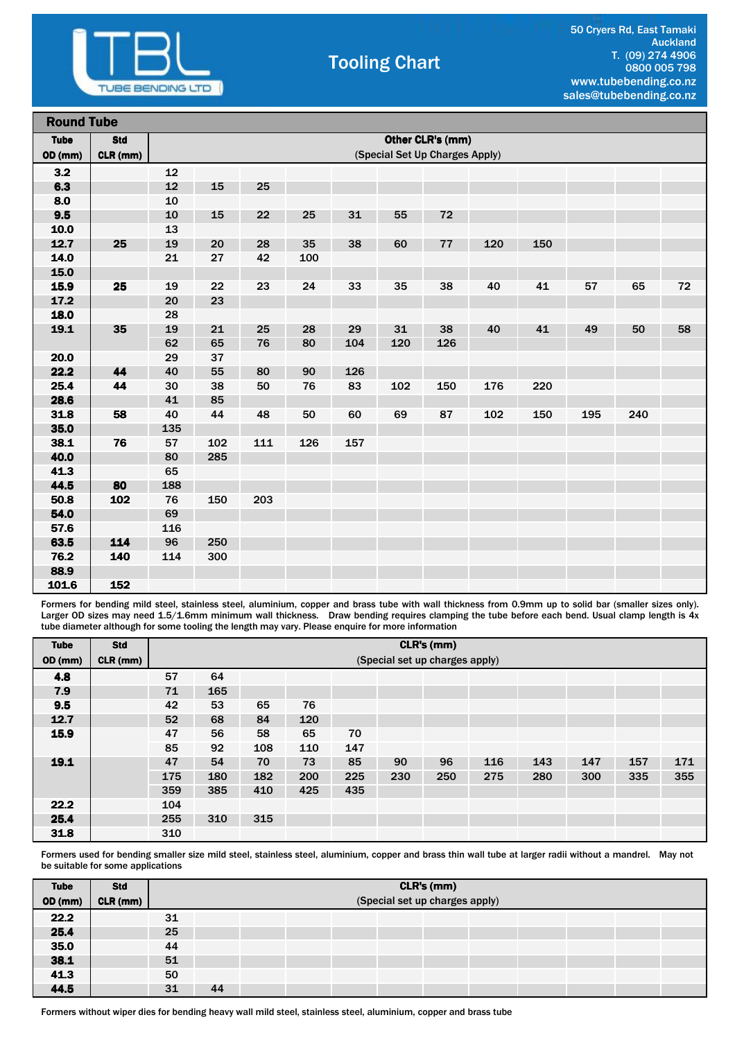# TBL TUBE BENDING LTD

## Tooling Chart

50 Cryers Rd, East Tamaki
Auckland
T. (09) 274 4906
0800 005 798
www.tubebending.co.nz
sales@tubebending.co.nz

## Round Tube

| Tube OD (mm) | Std CLR (mm) | Other CLR's (mm) (Special Set Up Charges Apply) | | | | | | | | | | | |
|---|---|---|---|---|---|---|---|---|---|---|---|---|---|
| 3.2 | | 12 | | | | | | | | | | | |
| 6.3 | | 12 | 15 | 25 | | | | | | | | | |
| 8.0 | | 10 | | | | | | | | | | | |
| 9.5 | | 10 | 15 | 22 | 25 | 31 | 55 | 72 | | | | | |
| 10.0 | | 13 | | | | | | | | | | | |
| 12.7 | 25 | 19 | 20 | 28 | 35 | 38 | 60 | 77 | 120 | 150 | | | |
| 14.0 | | 21 | 27 | 42 | 100 | | | | | | | | |
| 15.0 | | | | | | | | | | | | | |
| 15.9 | 25 | 19 | 22 | 23 | 24 | 33 | 35 | 38 | 40 | 41 | 57 | 65 | 72 |
| 17.2 | | 20 | 23 | | | | | | | | | | |
| 18.0 | | 28 | | | | | | | | | | | |
| 19.1 | 35 | 19 | 21 | 25 | 28 | 29 | 31 | 38 | 40 | 41 | 49 | 50 | 58 |
| | | 62 | 65 | 76 | 80 | 104 | 120 | 126 | | | | | |
| 20.0 | | 29 | 37 | | | | | | | | | | |
| 22.2 | 44 | 40 | 55 | 80 | 90 | 126 | | | | | | | |
| 25.4 | 44 | 30 | 38 | 50 | 76 | 83 | 102 | 150 | 176 | 220 | | | |
| 28.6 | | 41 | 85 | | | | | | | | | | |
| 31.8 | 58 | 40 | 44 | 48 | 50 | 60 | 69 | 87 | 102 | 150 | 195 | 240 | |
| 35.0 | | 135 | | | | | | | | | | | |
| 38.1 | 76 | 57 | 102 | 111 | 126 | 157 | | | | | | | |
| 40.0 | | 80 | 285 | | | | | | | | | | |
| 41.3 | | 65 | | | | | | | | | | | |
| 44.5 | 80 | 188 | | | | | | | | | | | |
| 50.8 | 102 | 76 | 150 | 203 | | | | | | | | | |
| 54.0 | | 69 | | | | | | | | | | | |
| 57.6 | | 116 | | | | | | | | | | | |
| 63.5 | 114 | 96 | 250 | | | | | | | | | | |
| 76.2 | 140 | 114 | 300 | | | | | | | | | | |
| 88.9 | | | | | | | | | | | | | |
| 101.6 | 152 | | | | | | | | | | | | |

Formers for bending mild steel, stainless steel, aluminium, copper and brass tube with wall thickness from 0.9mm up to solid bar (smaller sizes only). Larger OD sizes may need 1.5/1.6mm minimum wall thickness. Draw bending requires clamping the tube before each bend. Usual clamp length is 4x tube diameter although for some tooling the length may vary. Please enquire for more information

| Tube OD (mm) | Std CLR (mm) | CLR's (mm) (Special set up charges apply) | | | | | | | | | | | |
|---|---|---|---|---|---|---|---|---|---|---|---|---|---|
| 4.8 | | 57 | 64 | | | | | | | | | | |
| 7.9 | | 71 | 165 | | | | | | | | | | |
| 9.5 | | 42 | 53 | 65 | 76 | | | | | | | | |
| 12.7 | | 52 | 68 | 84 | 120 | | | | | | | | |
| 15.9 | | 47 | 56 | 58 | 65 | 70 | | | | | | | |
| | | 85 | 92 | 108 | 110 | 147 | | | | | | | |
| 19.1 | | 47 | 54 | 70 | 73 | 85 | 90 | 96 | 116 | 143 | 147 | 157 | 171 |
| | | 175 | 180 | 182 | 200 | 225 | 230 | 250 | 275 | 280 | 300 | 335 | 355 |
| | | 359 | 385 | 410 | 425 | 435 | | | | | | | |
| 22.2 | | 104 | | | | | | | | | | | |
| 25.4 | | 255 | 310 | 315 | | | | | | | | | |
| 31.8 | | 310 | | | | | | | | | | | |

Formers used for bending smaller size mild steel, stainless steel, aluminium, copper and brass thin wall tube at larger radii without a mandrel. May not be suitable for some applications

| Tube OD (mm) | Std CLR (mm) | CLR's (mm) (Special set up charges apply) | |
|---|---|---|---|
| 22.2 | | 31 | |
| 25.4 | | 25 | |
| 35.0 | | 44 | |
| 38.1 | | 51 | |
| 41.3 | | 50 | |
| 44.5 | | 31 | 44 |

Formers without wiper dies for bending heavy wall mild steel, stainless steel, aluminium, copper and brass tube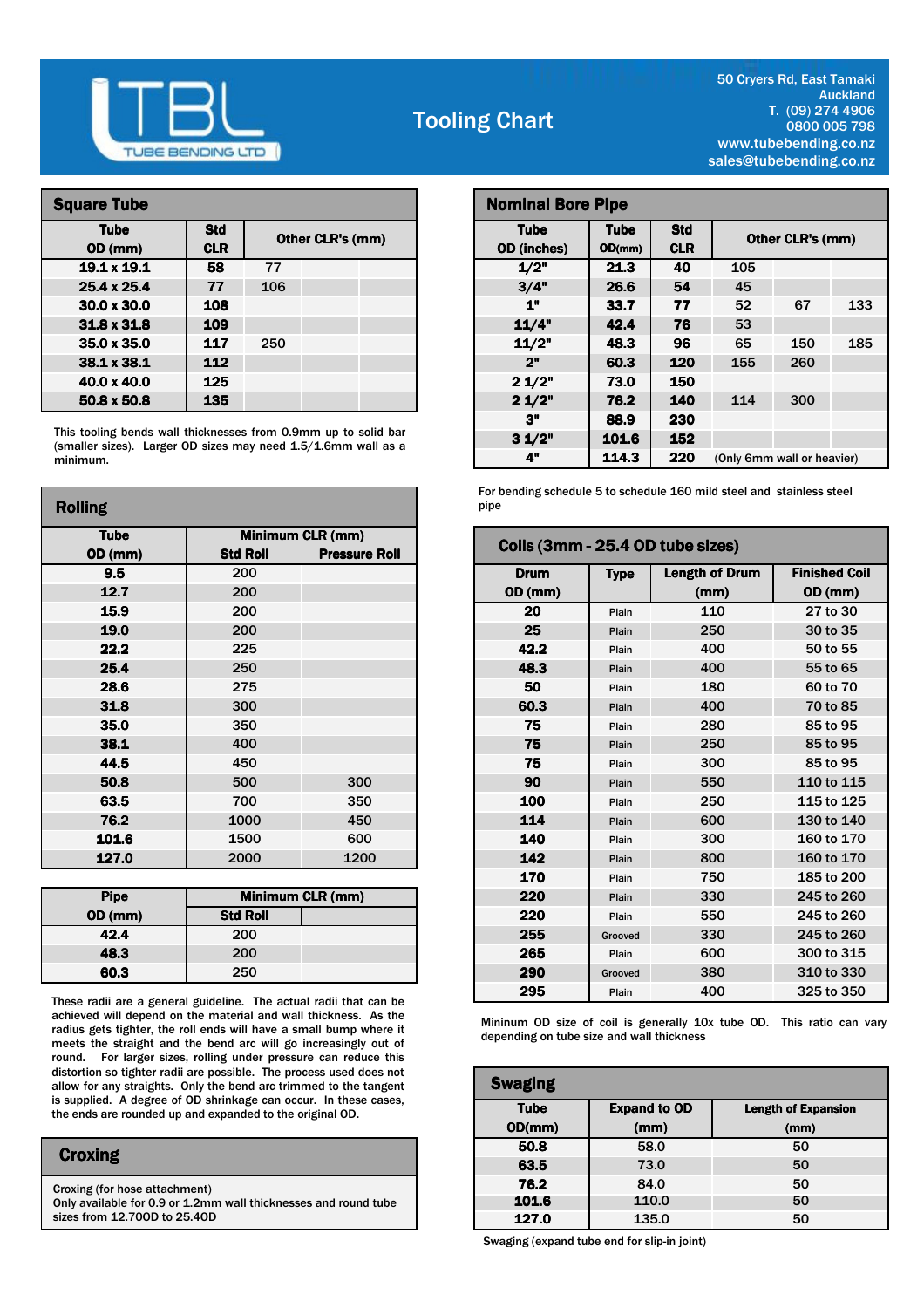TBL TUBE BENDING LTD

# Tooling Chart

50 Cryers Rd, East Tamaki
Auckland
T. (09) 274 4906
0800 005 798
www.tubebending.co.nz
sales@tubebending.co.nz

## Square Tube

| Tube OD (mm) | Std CLR | Other CLR's (mm) | | |
|---|---|---|---|---|
| 19.1 x 19.1 | 58 | 77 | | |
| 25.4 x 25.4 | 77 | 106 | | |
| 30.0 x 30.0 | 108 | | | |
| 31.8 x 31.8 | 109 | | | |
| 35.0 x 35.0 | 117 | 250 | | |
| 38.1 x 38.1 | 112 | | | |
| 40.0 x 40.0 | 125 | | | |
| 50.8 x 50.8 | 135 | | | |

This tooling bends wall thicknesses from 0.9mm up to solid bar (smaller sizes). Larger OD sizes may need 1.5/1.6mm wall as a minimum.

## Rolling

| Tube OD (mm) | Minimum CLR (mm) | |
|---|---|---|
| | Std Roll | Pressure Roll |
| 9.5 | 200 | |
| 12.7 | 200 | |
| 15.9 | 200 | |
| 19.0 | 200 | |
| 22.2 | 225 | |
| 25.4 | 250 | |
| 28.6 | 275 | |
| 31.8 | 300 | |
| 35.0 | 350 | |
| 38.1 | 400 | |
| 44.5 | 450 | |
| 50.8 | 500 | 300 |
| 63.5 | 700 | 350 |
| 76.2 | 1000 | 450 |
| 101.6 | 1500 | 600 |
| 127.0 | 2000 | 1200 |

| Pipe OD (mm) | Minimum CLR (mm) | |
|---|---|---|
| | Std Roll | |
| 42.4 | 200 | |
| 48.3 | 200 | |
| 60.3 | 250 | |

These radii are a general guideline. The actual radii that can be achieved will depend on the material and wall thickness. As the radius gets tighter, the roll ends will have a small bump where it meets the straight and the bend arc will go increasingly out of round. For larger sizes, rolling under pressure can reduce this distortion so tighter radii are possible. The process used does not allow for any straights. Only the bend arc trimmed to the tangent is supplied. A degree of OD shrinkage can occur. In these cases, the ends are rounded up and expanded to the original OD.

## Croxing

Croxing (for hose attachment)
Only available for 0.9 or 1.2mm wall thicknesses and round tube sizes from 12.70OD to 25.4OD

## Nominal Bore Pipe

| Tube OD (inches) | Tube OD(mm) | Std CLR | Other CLR's (mm) | | |
|---|---|---|---|---|---|
| 1/2" | 21.3 | 40 | 105 | | |
| 3/4" | 26.6 | 54 | 45 | | |
| 1" | 33.7 | 77 | 52 | 67 | 133 |
| 11/4" | 42.4 | 76 | 53 | | |
| 11/2" | 48.3 | 96 | 65 | 150 | 185 |
| 2" | 60.3 | 120 | 155 | 260 | |
| 2 1/2" | 73.0 | 150 | | | |
| 2 1/2" | 76.2 | 140 | 114 | 300 | |
| 3" | 88.9 | 230 | | | |
| 3 1/2" | 101.6 | 152 | | | |
| 4" | 114.3 | 220 | (Only 6mm wall or heavier) | | |

For bending schedule 5 to schedule 160 mild steel and stainless steel pipe

## Coils (3mm - 25.4 OD tube sizes)

| Drum OD (mm) | Type | Length of Drum (mm) | Finished Coil OD (mm) |
|---|---|---|---|
| 20 | Plain | 110 | 27 to 30 |
| 25 | Plain | 250 | 30 to 35 |
| 42.2 | Plain | 400 | 50 to 55 |
| 48.3 | Plain | 400 | 55 to 65 |
| 50 | Plain | 180 | 60 to 70 |
| 60.3 | Plain | 400 | 70 to 85 |
| 75 | Plain | 280 | 85 to 95 |
| 75 | Plain | 250 | 85 to 95 |
| 75 | Plain | 300 | 85 to 95 |
| 90 | Plain | 550 | 110 to 115 |
| 100 | Plain | 250 | 115 to 125 |
| 114 | Plain | 600 | 130 to 140 |
| 140 | Plain | 300 | 160 to 170 |
| 142 | Plain | 800 | 160 to 170 |
| 170 | Plain | 750 | 185 to 200 |
| 220 | Plain | 330 | 245 to 260 |
| 220 | Plain | 550 | 245 to 260 |
| 255 | Grooved | 330 | 245 to 260 |
| 265 | Plain | 600 | 300 to 315 |
| 290 | Grooved | 380 | 310 to 330 |
| 295 | Plain | 400 | 325 to 350 |

Mininum OD size of coil is generally 10x tube OD. This ratio can vary depending on tube size and wall thickness

## Swaging

| Tube OD(mm) | Expand to OD (mm) | Length of Expansion (mm) |
|---|---|---|
| 50.8 | 58.0 | 50 |
| 63.5 | 73.0 | 50 |
| 76.2 | 84.0 | 50 |
| 101.6 | 110.0 | 50 |
| 127.0 | 135.0 | 50 |

Swaging (expand tube end for slip-in joint)